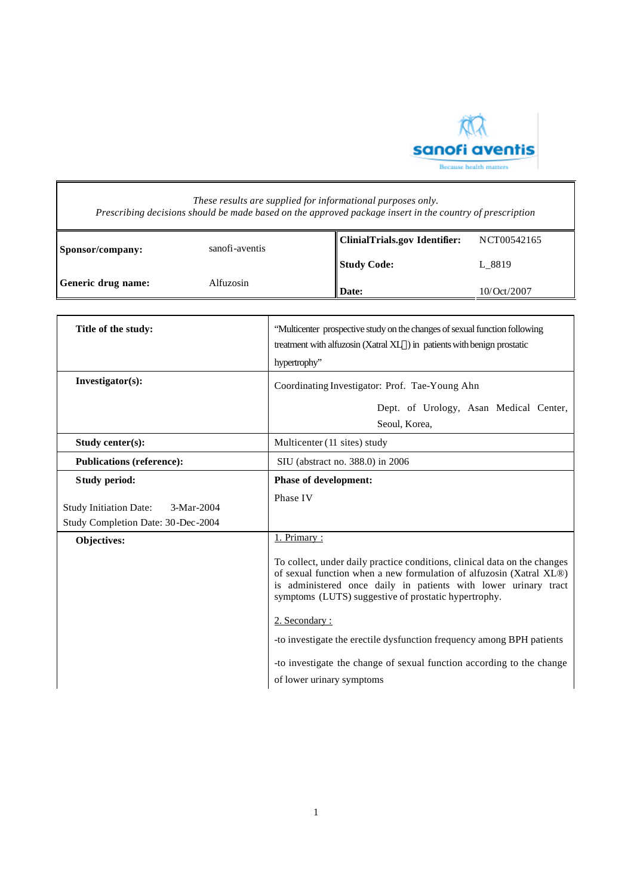*These results are supplied for informational purposes only.*
*Prescribing decisions should be made based on the approved package insert in the country of prescription*

| | | | |
|---|---|---|---|
| **Sponsor/company:** | sanofi-aventis | **ClinialTrials.gov Identifier:** | NCT00542165 |
| | | **Study Code:** | L_8819 |
| **Generic drug name:** | Alfuzosin | **Date:** | 10/Oct/2007 |

| | |
|---|---|
| **Title of the study:** | "Multicenter prospective study on the changes of sexual function following treatment with alfuzosin (Xatral XL) in patients with benign prostatic hypertrophy" |
| **Investigator(s):** | Coordinating Investigator: Prof. Tae-Young Ahn<br>Dept. of Urology, Asan Medical Center, Seoul, Korea, |
| **Study center(s):** | Multicenter (11 sites) study |
| **Publications (reference):** | SIU (abstract no. 388.0) in 2006 |
| **Study period:**<br>Study Initiation Date: 3-Mar-2004<br>Study Completion Date: 30-Dec-2004 | **Phase of development:**<br>Phase IV |
| **Objectives:** | 1. Primary :<br>To collect, under daily practice conditions, clinical data on the changes of sexual function when a new formulation of alfuzosin (Xatral XL®) is administered once daily in patients with lower urinary tract symptoms (LUTS) suggestive of prostatic hypertrophy.<br>2. Secondary :<br>-to investigate the erectile dysfunction frequency among BPH patients<br>-to investigate the change of sexual function according to the change of lower urinary symptoms |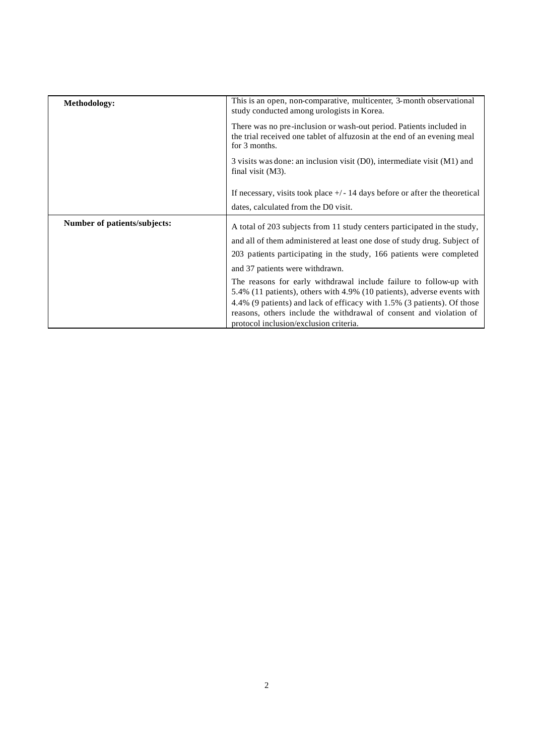| | |
|---|---|
| **Methodology:** | This is an open, non-comparative, multicenter, 3-month observational study conducted among urologists in Korea.<br><br>There was no pre-inclusion or wash-out period. Patients included in the trial received one tablet of alfuzosin at the end of an evening meal for 3 months.<br><br>3 visits was done: an inclusion visit (D0), intermediate visit (M1) and final visit (M3).<br><br>If necessary, visits took place +/- 14 days before or after the theoretical dates, calculated from the D0 visit. |
| **Number of patients/subjects:** | A total of 203 subjects from 11 study centers participated in the study, and all of them administered at least one dose of study drug. Subject of 203 patients participating in the study, 166 patients were completed and 37 patients were withdrawn.<br><br>The reasons for early withdrawal include failure to follow-up with 5.4% (11 patients), others with 4.9% (10 patients), adverse events with 4.4% (9 patients) and lack of efficacy with 1.5% (3 patients). Of those reasons, others include the withdrawal of consent and violation of protocol inclusion/exclusion criteria. |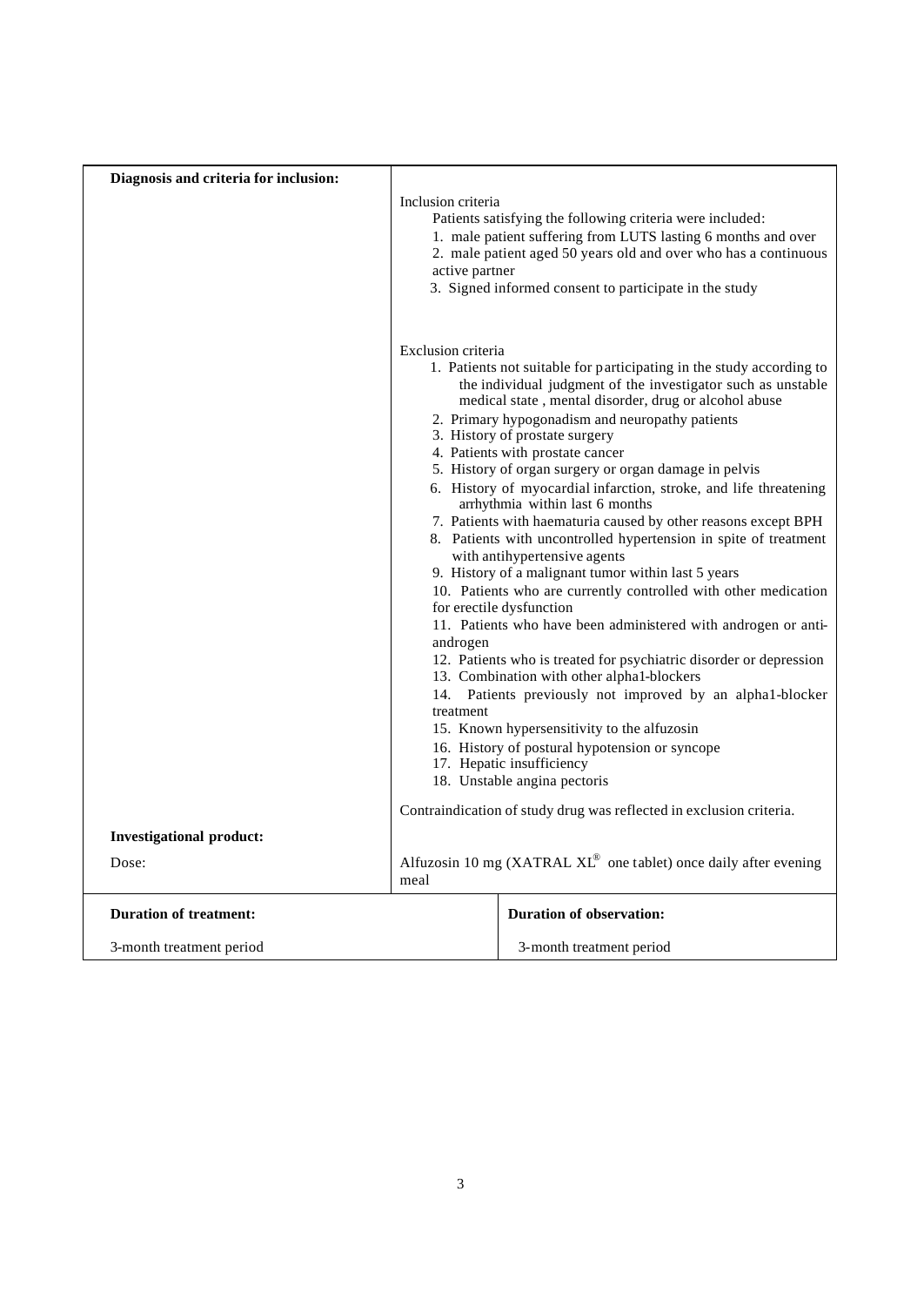| **Diagnosis and criteria for inclusion:** | Inclusion criteria<br>Patients satisfying the following criteria were included:<br>1. male patient suffering from LUTS lasting 6 months and over<br>2. male patient aged 50 years old and over who has a continuous active partner<br>3. Signed informed consent to participate in the study<br><br>Exclusion criteria<br>1. Patients not suitable for participating in the study according to the individual judgment of the investigator such as unstable medical state , mental disorder, drug or alcohol abuse<br>2. Primary hypogonadism and neuropathy patients<br>3. History of prostate surgery<br>4. Patients with prostate cancer<br>5. History of organ surgery or organ damage in pelvis<br>6. History of myocardial infarction, stroke, and life threatening arrhythmia within last 6 months<br>7. Patients with haematuria caused by other reasons except BPH<br>8. Patients with uncontrolled hypertension in spite of treatment with antihypertensive agents<br>9. History of a malignant tumor within last 5 years<br>10. Patients who are currently controlled with other medication for erectile dysfunction<br>11. Patients who have been administered with androgen or anti-androgen<br>12. Patients who is treated for psychiatric disorder or depression<br>13. Combination with other alpha1-blockers<br>14. Patients previously not improved by an alpha1-blocker treatment<br>15. Known hypersensitivity to the alfuzosin<br>16. History of postural hypotension or syncope<br>17. Hepatic insufficiency<br>18. Unstable angina pectoris<br><br>Contraindication of study drug was reflected in exclusion criteria. |
|---|---|
| **Investigational product:** | |
| Dose: | Alfuzosin 10 mg (XATRAL XL® one tablet) once daily after evening meal |

| **Duration of treatment:** | **Duration of observation:** |
|---|---|
| 3-month treatment period | 3-month treatment period |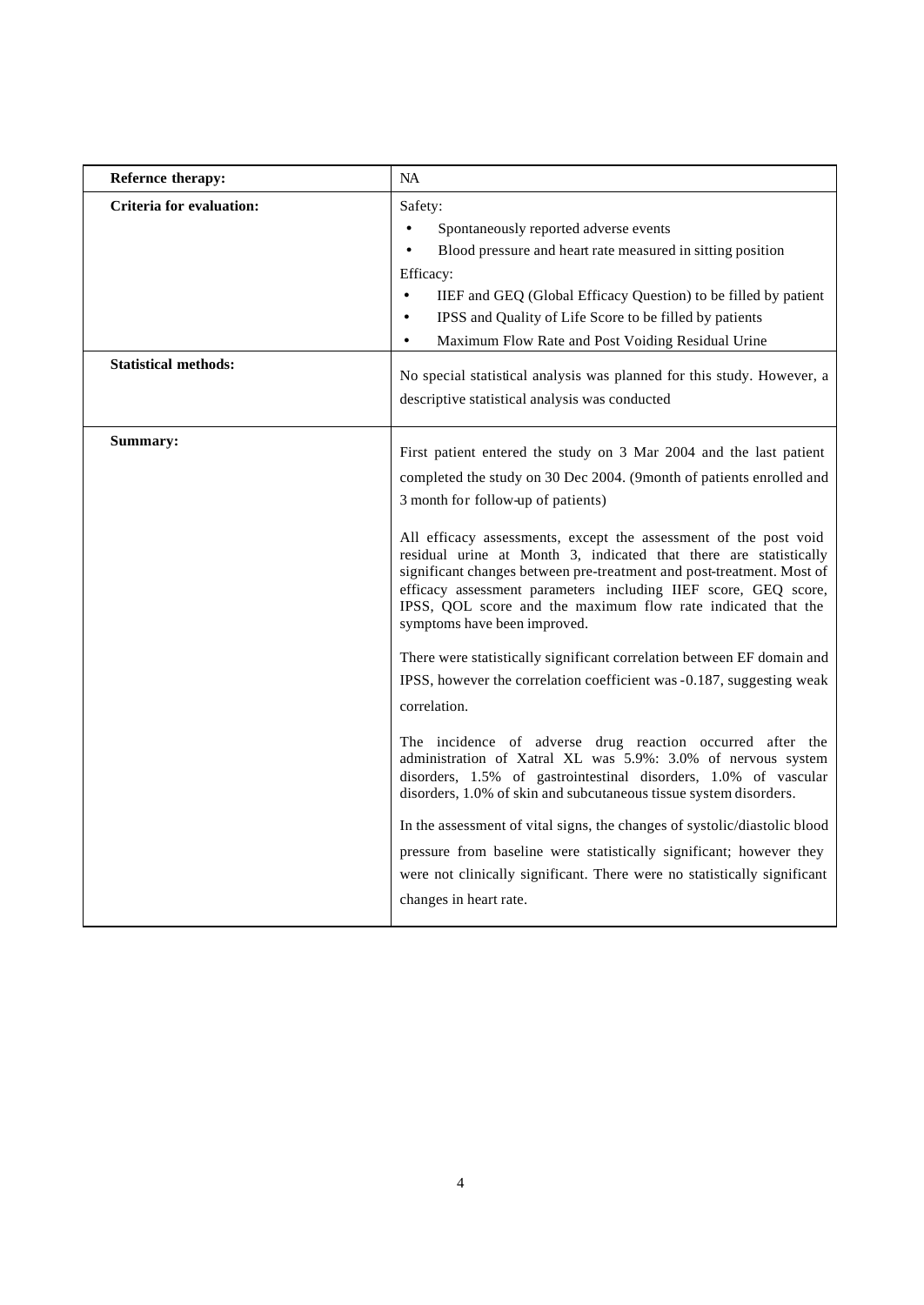| Refernce therapy: | NA |
|---|---|
| **Criteria for evaluation:** | Safety:<br>• Spontaneously reported adverse events<br>• Blood pressure and heart rate measured in sitting position<br>Efficacy:<br>• IIEF and GEQ (Global Efficacy Question) to be filled by patient<br>• IPSS and Quality of Life Score to be filled by patients<br>• Maximum Flow Rate and Post Voiding Residual Urine |
| **Statistical methods:** | No special statistical analysis was planned for this study. However, a descriptive statistical analysis was conducted |
| **Summary:** | First patient entered the study on 3 Mar 2004 and the last patient completed the study on 30 Dec 2004. (9month of patients enrolled and 3 month for follow-up of patients)<br><br>All efficacy assessments, except the assessment of the post void residual urine at Month 3, indicated that there are statistically significant changes between pre-treatment and post-treatment. Most of efficacy assessment parameters including IIEF score, GEQ score, IPSS, QOL score and the maximum flow rate indicated that the symptoms have been improved.<br><br>There were statistically significant correlation between EF domain and IPSS, however the correlation coefficient was -0.187, suggesting weak correlation.<br><br>The incidence of adverse drug reaction occurred after the administration of Xatral XL was 5.9%: 3.0% of nervous system disorders, 1.5% of gastrointestinal disorders, 1.0% of vascular disorders, 1.0% of skin and subcutaneous tissue system disorders.<br><br>In the assessment of vital signs, the changes of systolic/diastolic blood pressure from baseline were statistically significant; however they were not clinically significant. There were no statistically significant changes in heart rate. |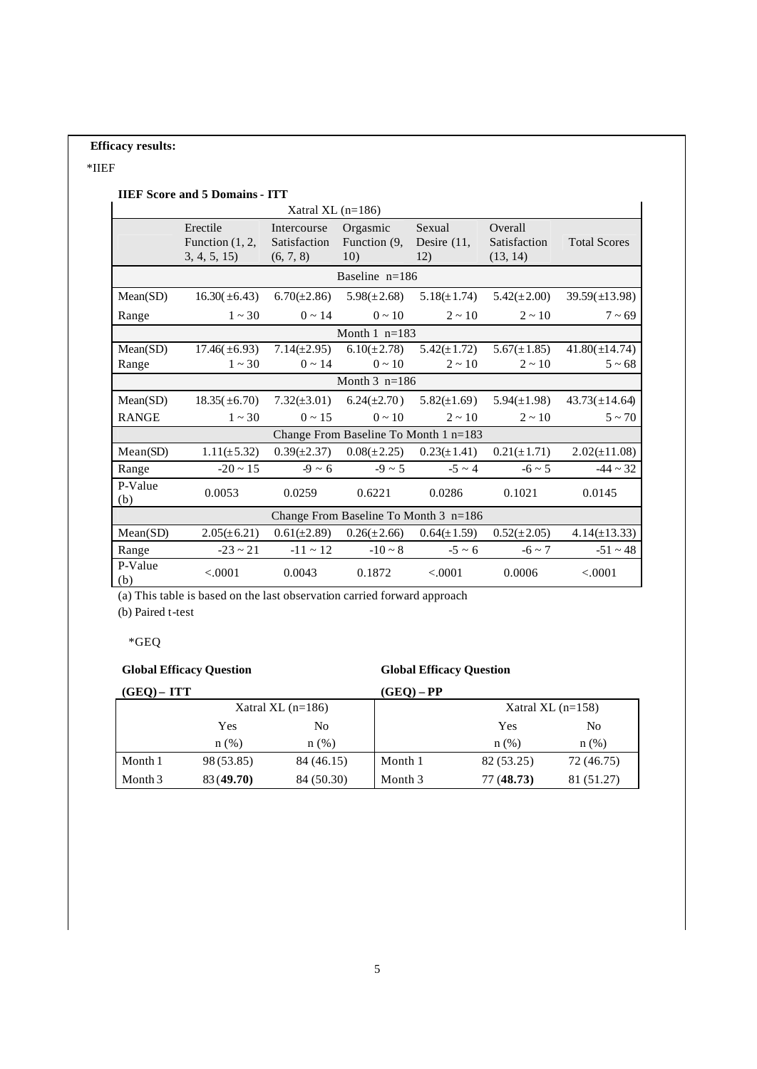**Efficacy results:**

*IIEF

**IIEF Score and 5 Domains - ITT**

| Xatral XL (n=186) | | | | | | |
|---|---|---|---|---|---|---|
| | Erectile Function (1, 2, 3, 4, 5, 15) | Intercourse Satisfaction (6, 7, 8) | Orgasmic Function (9, 10) | Sexual Desire (11, 12) | Overall Satisfaction (13, 14) | Total Scores |
| Baseline n=186 | | | | | | |
| Mean(SD) | 16.30(±6.43) | 6.70(±2.86) | 5.98(±2.68) | 5.18(±1.74) | 5.42(±2.00) | 39.59(±13.98) |
| Range | 1 ~ 30 | 0 ~ 14 | 0 ~ 10 | 2 ~ 10 | 2 ~ 10 | 7 ~ 69 |
| Month 1 n=183 | | | | | | |
| Mean(SD) | 17.46(±6.93) | 7.14(±2.95) | 6.10(±2.78) | 5.42(±1.72) | 5.67(±1.85) | 41.80(±14.74) |
| Range | 1 ~ 30 | 0 ~ 14 | 0 ~ 10 | 2 ~ 10 | 2 ~ 10 | 5 ~ 68 |
| Month 3 n=186 | | | | | | |
| Mean(SD) | 18.35(±6.70) | 7.32(±3.01) | 6.24(±2.70) | 5.82(±1.69) | 5.94(±1.98) | 43.73(±14.64) |
| RANGE | 1 ~ 30 | 0 ~ 15 | 0 ~ 10 | 2 ~ 10 | 2 ~ 10 | 5 ~ 70 |
| Change From Baseline To Month 1 n=183 | | | | | | |
| Mean(SD) | 1.11(±5.32) | 0.39(±2.37) | 0.08(±2.25) | 0.23(±1.41) | 0.21(±1.71) | 2.02(±11.08) |
| Range | -20 ~ 15 | -9 ~ 6 | -9 ~ 5 | -5 ~ 4 | -6 ~ 5 | -44 ~ 32 |
| P-Value (b) | 0.0053 | 0.0259 | 0.6221 | 0.0286 | 0.1021 | 0.0145 |
| Change From Baseline To Month 3 n=186 | | | | | | |
| Mean(SD) | 2.05(±6.21) | 0.61(±2.89) | 0.26(±2.66) | 0.64(±1.59) | 0.52(±2.05) | 4.14(±13.33) |
| Range | -23 ~ 21 | -11 ~ 12 | -10 ~ 8 | -5 ~ 6 | -6 ~ 7 | -51 ~ 48 |
| P-Value (b) | <.0001 | 0.0043 | 0.1872 | <.0001 | 0.0006 | <.0001 |

(a) This table is based on the last observation carried forward approach

(b) Paired t-test

*GEQ

**Global Efficacy Question (GEQ) – ITT**

| | Xatral XL (n=186) | |
|---|---|---|
| | Yes | No |
| | n (%) | n (%) |
| Month 1 | 98 (53.85) | 84 (46.15) |
| Month 3 | 83 (**49.70**) | 84 (50.30) |

**Global Efficacy Question (GEQ) – PP**

| | Xatral XL (n=158) | |
|---|---|---|
| | Yes | No |
| | n (%) | n (%) |
| Month 1 | 82 (53.25) | 72 (46.75) |
| Month 3 | 77 (**48.73**) | 81 (51.27) |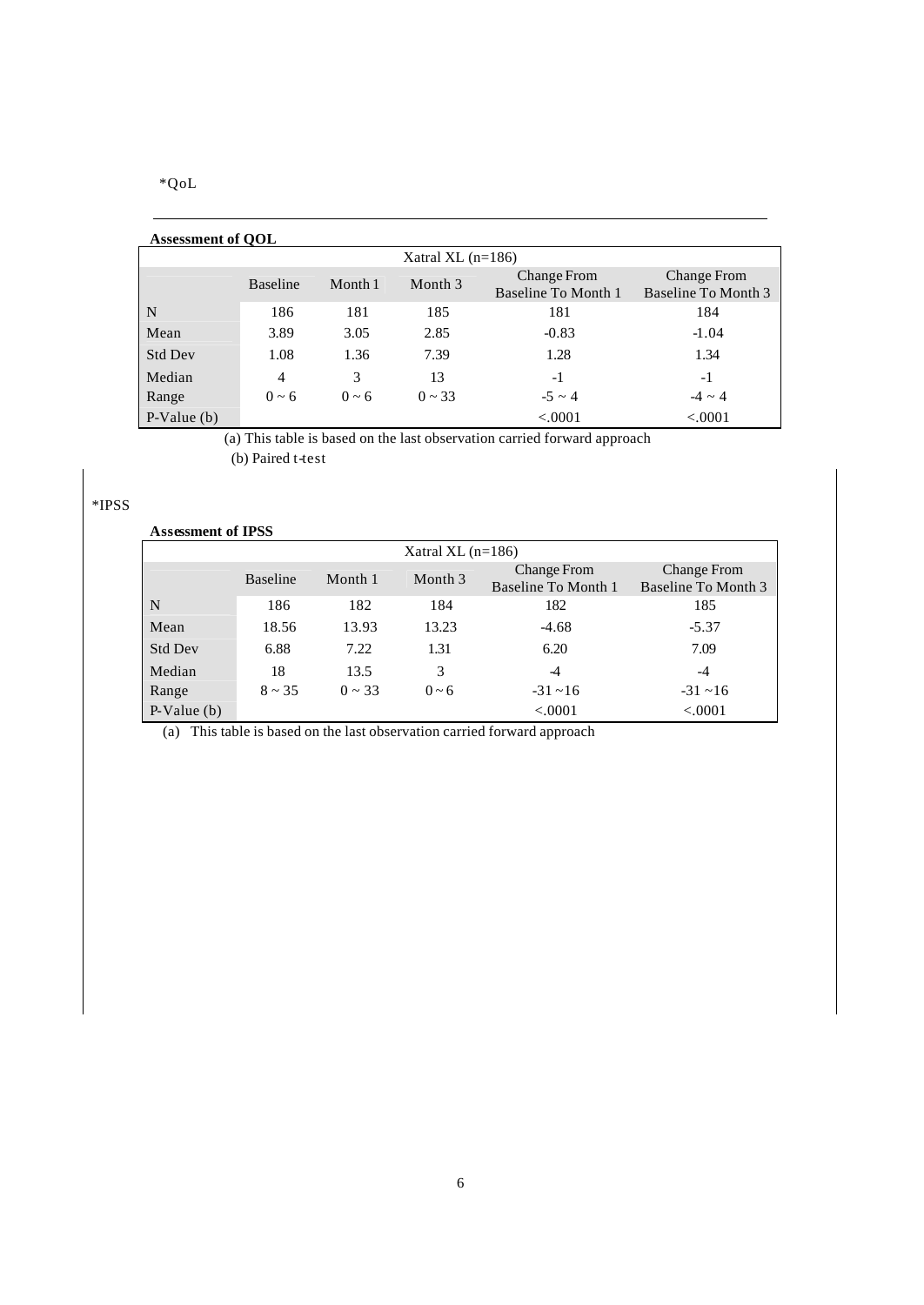*QoL

**Assessment of QOL**

| | Xatral XL (n=186) | | | | |
|---|---|---|---|---|---|
| | Baseline | Month 1 | Month 3 | Change From Baseline To Month 1 | Change From Baseline To Month 3 |
| N | 186 | 181 | 185 | 181 | 184 |
| Mean | 3.89 | 3.05 | 2.85 | -0.83 | -1.04 |
| Std Dev | 1.08 | 1.36 | 7.39 | 1.28 | 1.34 |
| Median | 4 | 3 | 13 | -1 | -1 |
| Range | 0 ~ 6 | 0 ~ 6 | 0 ~ 33 | -5 ~ 4 | -4 ~ 4 |
| P-Value (b) | | | | <.0001 | <.0001 |

(a) This table is based on the last observation carried forward approach

(b) Paired t-test

*IPSS

**Assessment of IPSS**

| | Xatral XL (n=186) | | | | |
|---|---|---|---|---|---|
| | Baseline | Month 1 | Month 3 | Change From Baseline To Month 1 | Change From Baseline To Month 3 |
| N | 186 | 182 | 184 | 182 | 185 |
| Mean | 18.56 | 13.93 | 13.23 | -4.68 | -5.37 |
| Std Dev | 6.88 | 7.22 | 1.31 | 6.20 | 7.09 |
| Median | 18 | 13.5 | 3 | -4 | -4 |
| Range | 8 ~ 35 | 0 ~ 33 | 0 ~ 6 | -31 ~16 | -31 ~16 |
| P-Value (b) | | | | <.0001 | <.0001 |

(a) This table is based on the last observation carried forward approach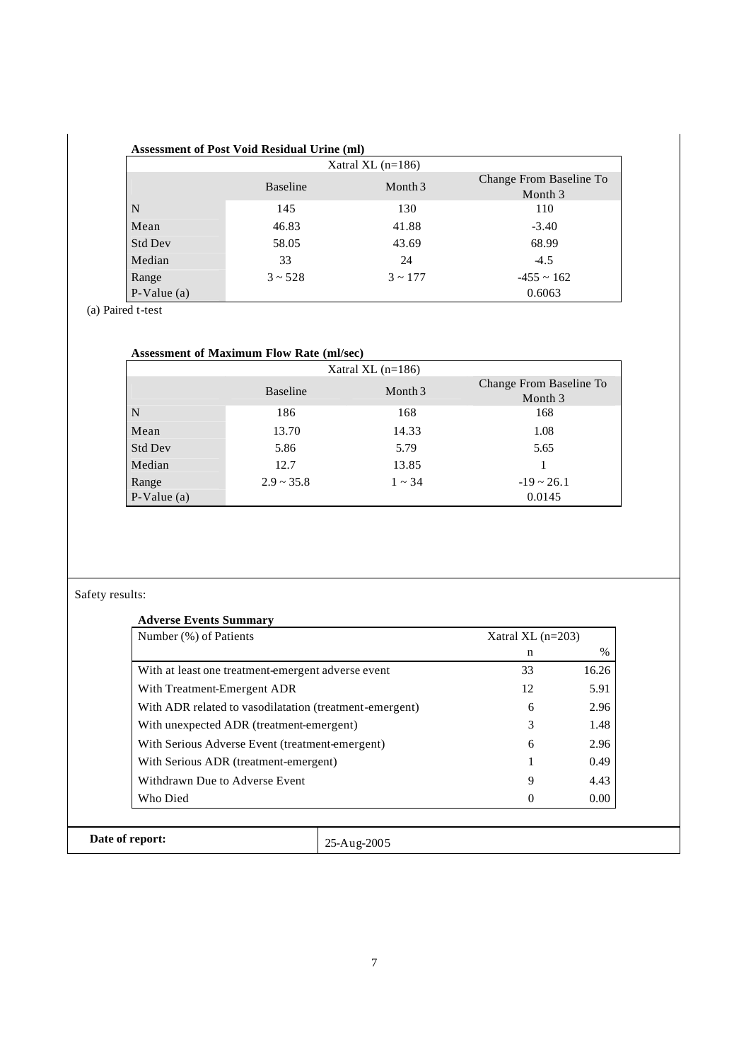**Assessment of Post Void Residual Urine (ml)**

| | Xatral XL (n=186) | | |
|---|---|---|---|
| | Baseline | Month 3 | Change From Baseline To Month 3 |
| N | 145 | 130 | 110 |
| Mean | 46.83 | 41.88 | -3.40 |
| Std Dev | 58.05 | 43.69 | 68.99 |
| Median | 33 | 24 | -4.5 |
| Range | 3 ~ 528 | 3 ~ 177 | -455 ~ 162 |
| P-Value (a) | | | 0.6063 |

(a) Paired t-test

**Assessment of Maximum Flow Rate (ml/sec)**

| | Xatral XL (n=186) | | |
|---|---|---|---|
| | Baseline | Month 3 | Change From Baseline To Month 3 |
| N | 186 | 168 | 168 |
| Mean | 13.70 | 14.33 | 1.08 |
| Std Dev | 5.86 | 5.79 | 5.65 |
| Median | 12.7 | 13.85 | 1 |
| Range | 2.9 ~ 35.8 | 1 ~ 34 | -19 ~ 26.1 |
| P-Value (a) | | | 0.0145 |

Safety results:

**Adverse Events Summary**

| Number (%) of Patients | Xatral XL (n=203) | |
|---|---|---|
| | n | % |
| With at least one treatment-emergent adverse event | 33 | 16.26 |
| With Treatment-Emergent ADR | 12 | 5.91 |
| With ADR related to vasodilatation (treatment-emergent) | 6 | 2.96 |
| With unexpected ADR (treatment-emergent) | 3 | 1.48 |
| With Serious Adverse Event (treatment-emergent) | 6 | 2.96 |
| With Serious ADR (treatment-emergent) | 1 | 0.49 |
| Withdrawn Due to Adverse Event | 9 | 4.43 |
| Who Died | 0 | 0.00 |

| | |
|---|---|
| **Date of report:** | 25-Aug-2005 |